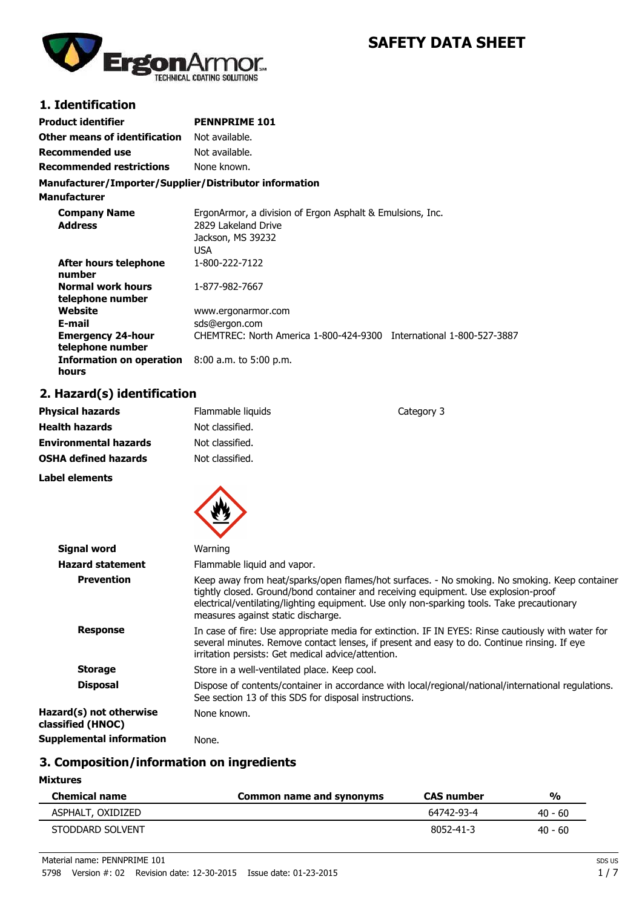# SAFETY DATA SHEET

## 1. Identification

| | |
|---|---|
| **Product identifier** | **PENNPRIME 101** |
| **Other means of identification** | Not available. |
| **Recommended use** | Not available. |
| **Recommended restrictions** | None known. |

**Manufacturer/Importer/Supplier/Distributor information**

**Manufacturer**

| | |
|---|---|
| **Company Name** | ErgonArmor, a division of Ergon Asphalt & Emulsions, Inc. |
| **Address** | 2829 Lakeland Drive<br>Jackson, MS 39232<br>USA |
| **After hours telephone number** | 1-800-222-7122 |
| **Normal work hours telephone number** | 1-877-982-7667 |
| **Website** | www.ergonarmor.com |
| **E-mail** | sds@ergon.com |
| **Emergency 24-hour telephone number** | CHEMTREC: North America 1-800-424-9300 International 1-800-527-3887 |
| **Information on operation hours** | 8:00 a.m. to 5:00 p.m. |

## 2. Hazard(s) identification

| | | |
|---|---|---|
| **Physical hazards** | Flammable liquids | Category 3 |
| **Health hazards** | Not classified. | |
| **Environmental hazards** | Not classified. | |
| **OSHA defined hazards** | Not classified. | |

**Label elements**

| | |
|---|---|
| **Signal word** | Warning |
| **Hazard statement** | Flammable liquid and vapor. |
| **Prevention** | Keep away from heat/sparks/open flames/hot surfaces. - No smoking. No smoking. Keep container tightly closed. Ground/bond container and receiving equipment. Use explosion-proof electrical/ventilating/lighting equipment. Use only non-sparking tools. Take precautionary measures against static discharge. |
| **Response** | In case of fire: Use appropriate media for extinction. IF IN EYES: Rinse cautiously with water for several minutes. Remove contact lenses, if present and easy to do. Continue rinsing. If eye irritation persists: Get medical advice/attention. |
| **Storage** | Store in a well-ventilated place. Keep cool. |
| **Disposal** | Dispose of contents/container in accordance with local/regional/national/international regulations. See section 13 of this SDS for disposal instructions. |
| **Hazard(s) not otherwise classified (HNOC)** | None known. |
| **Supplemental information** | None. |

## 3. Composition/information on ingredients

**Mixtures**

| Chemical name | Common name and synonyms | CAS number | % |
|---|---|---|---|
| ASPHALT, OXIDIZED | | 64742-93-4 | 40 - 60 |
| STODDARD SOLVENT | | 8052-41-3 | 40 - 60 |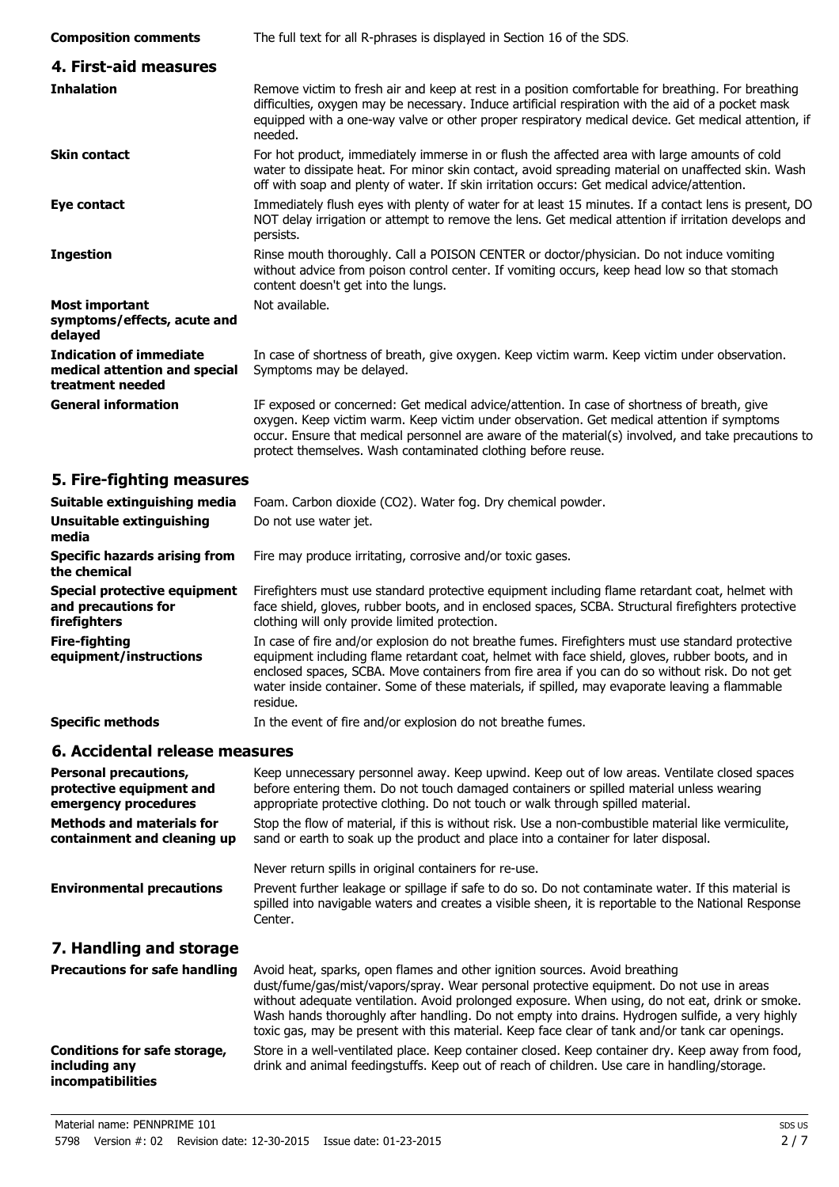**Composition comments** The full text for all R-phrases is displayed in Section 16 of the SDS.

## 4. First-aid measures

| | |
|---|---|
| **Inhalation** | Remove victim to fresh air and keep at rest in a position comfortable for breathing. For breathing difficulties, oxygen may be necessary. Induce artificial respiration with the aid of a pocket mask equipped with a one-way valve or other proper respiratory medical device. Get medical attention, if needed. |
| **Skin contact** | For hot product, immediately immerse in or flush the affected area with large amounts of cold water to dissipate heat. For minor skin contact, avoid spreading material on unaffected skin. Wash off with soap and plenty of water. If skin irritation occurs: Get medical advice/attention. |
| **Eye contact** | Immediately flush eyes with plenty of water for at least 15 minutes. If a contact lens is present, DO NOT delay irrigation or attempt to remove the lens. Get medical attention if irritation develops and persists. |
| **Ingestion** | Rinse mouth thoroughly. Call a POISON CENTER or doctor/physician. Do not induce vomiting without advice from poison control center. If vomiting occurs, keep head low so that stomach content doesn't get into the lungs. |
| **Most important symptoms/effects, acute and delayed** | Not available. |
| **Indication of immediate medical attention and special treatment needed** | In case of shortness of breath, give oxygen. Keep victim warm. Keep victim under observation. Symptoms may be delayed. |
| **General information** | IF exposed or concerned: Get medical advice/attention. In case of shortness of breath, give oxygen. Keep victim warm. Keep victim under observation. Get medical attention if symptoms occur. Ensure that medical personnel are aware of the material(s) involved, and take precautions to protect themselves. Wash contaminated clothing before reuse. |

## 5. Fire-fighting measures

| | |
|---|---|
| **Suitable extinguishing media** | Foam. Carbon dioxide ($CO_2$). Water fog. Dry chemical powder. |
| **Unsuitable extinguishing media** | Do not use water jet. |
| **Specific hazards arising from the chemical** | Fire may produce irritating, corrosive and/or toxic gases. |
| **Special protective equipment and precautions for firefighters** | Firefighters must use standard protective equipment including flame retardant coat, helmet with face shield, gloves, rubber boots, and in enclosed spaces, SCBA. Structural firefighters protective clothing will only provide limited protection. |
| **Fire-fighting equipment/instructions** | In case of fire and/or explosion do not breathe fumes. Firefighters must use standard protective equipment including flame retardant coat, helmet with face shield, gloves, rubber boots, and in enclosed spaces, SCBA. Move containers from fire area if you can do so without risk. Do not get water inside container. Some of these materials, if spilled, may evaporate leaving a flammable residue. |
| **Specific methods** | In the event of fire and/or explosion do not breathe fumes. |

## 6. Accidental release measures

| | |
|---|---|
| **Personal precautions, protective equipment and emergency procedures** | Keep unnecessary personnel away. Keep upwind. Keep out of low areas. Ventilate closed spaces before entering them. Do not touch damaged containers or spilled material unless wearing appropriate protective clothing. Do not touch or walk through spilled material. |
| **Methods and materials for containment and cleaning up** | Stop the flow of material, if this is without risk. Use a non-combustible material like vermiculite, sand or earth to soak up the product and place into a container for later disposal.<br><br>Never return spills in original containers for re-use. |
| **Environmental precautions** | Prevent further leakage or spillage if safe to do so. Do not contaminate water. If this material is spilled into navigable waters and creates a visible sheen, it is reportable to the National Response Center. |

## 7. Handling and storage

| | |
|---|---|
| **Precautions for safe handling** | Avoid heat, sparks, open flames and other ignition sources. Avoid breathing dust/fume/gas/mist/vapors/spray. Wear personal protective equipment. Do not use in areas without adequate ventilation. Avoid prolonged exposure. When using, do not eat, drink or smoke. Wash hands thoroughly after handling. Do not empty into drains. Hydrogen sulfide, a very highly toxic gas, may be present with this material. Keep face clear of tank and/or tank car openings. |
| **Conditions for safe storage, including any incompatibilities** | Store in a well-ventilated place. Keep container closed. Keep container dry. Keep away from food, drink and animal feedingstuffs. Keep out of reach of children. Use care in handling/storage. |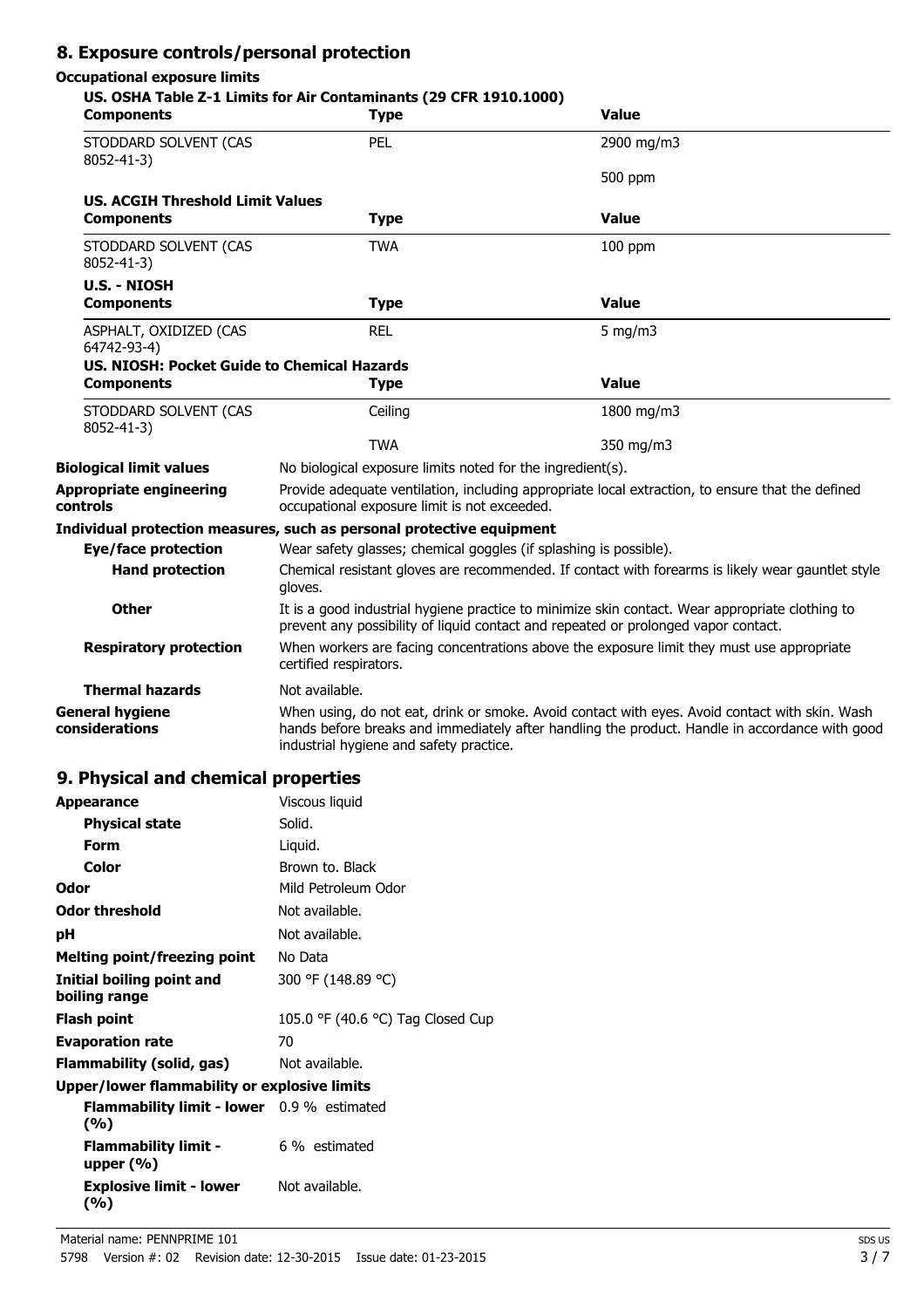## 8. Exposure controls/personal protection

### Occupational exposure limits

**US. OSHA Table Z-1 Limits for Air Contaminants (29 CFR 1910.1000)**

| Components | Type | Value |
|---|---|---|
| STODDARD SOLVENT (CAS 8052-41-3) | PEL | 2900 mg/m3 |
| | | 500 ppm |

**US. ACGIH Threshold Limit Values**

| Components | Type | Value |
|---|---|---|
| STODDARD SOLVENT (CAS 8052-41-3) | TWA | 100 ppm |

**U.S. - NIOSH**

| Components | Type | Value |
|---|---|---|
| ASPHALT, OXIDIZED (CAS 64742-93-4) | REL | 5 mg/m3 |

**US. NIOSH: Pocket Guide to Chemical Hazards**

| Components | Type | Value |
|---|---|---|
| STODDARD SOLVENT (CAS 8052-41-3) | Ceiling | 1800 mg/m3 |
| | TWA | 350 mg/m3 |

**Biological limit values** No biological exposure limits noted for the ingredient(s).

**Appropriate engineering controls** Provide adequate ventilation, including appropriate local extraction, to ensure that the defined occupational exposure limit is not exceeded.

**Individual protection measures, such as personal protective equipment**

**Eye/face protection** Wear safety glasses; chemical goggles (if splashing is possible).

**Hand protection** Chemical resistant gloves are recommended. If contact with forearms is likely wear gauntlet style gloves.

**Other** It is a good industrial hygiene practice to minimize skin contact. Wear appropriate clothing to prevent any possibility of liquid contact and repeated or prolonged vapor contact.

**Respiratory protection** When workers are facing concentrations above the exposure limit they must use appropriate certified respirators.

**Thermal hazards** Not available.

**General hygiene considerations** When using, do not eat, drink or smoke. Avoid contact with eyes. Avoid contact with skin. Wash hands before breaks and immediately after handling the product. Handle in accordance with good industrial hygiene and safety practice.

## 9. Physical and chemical properties

| | |
|---|---|
| **Appearance** | Viscous liquid |
| **Physical state** | Solid. |
| **Form** | Liquid. |
| **Color** | Brown to. Black |
| **Odor** | Mild Petroleum Odor |
| **Odor threshold** | Not available. |
| **pH** | Not available. |
| **Melting point/freezing point** | No Data |
| **Initial boiling point and boiling range** | 300 °F (148.89 °C) |
| **Flash point** | 105.0 °F (40.6 °C) Tag Closed Cup |
| **Evaporation rate** | 70 |
| **Flammability (solid, gas)** | Not available. |

**Upper/lower flammability or explosive limits**

| | |
|---|---|
| **Flammability limit - lower (%)** | 0.9 % estimated |
| **Flammability limit - upper (%)** | 6 % estimated |
| **Explosive limit - lower (%)** | Not available. |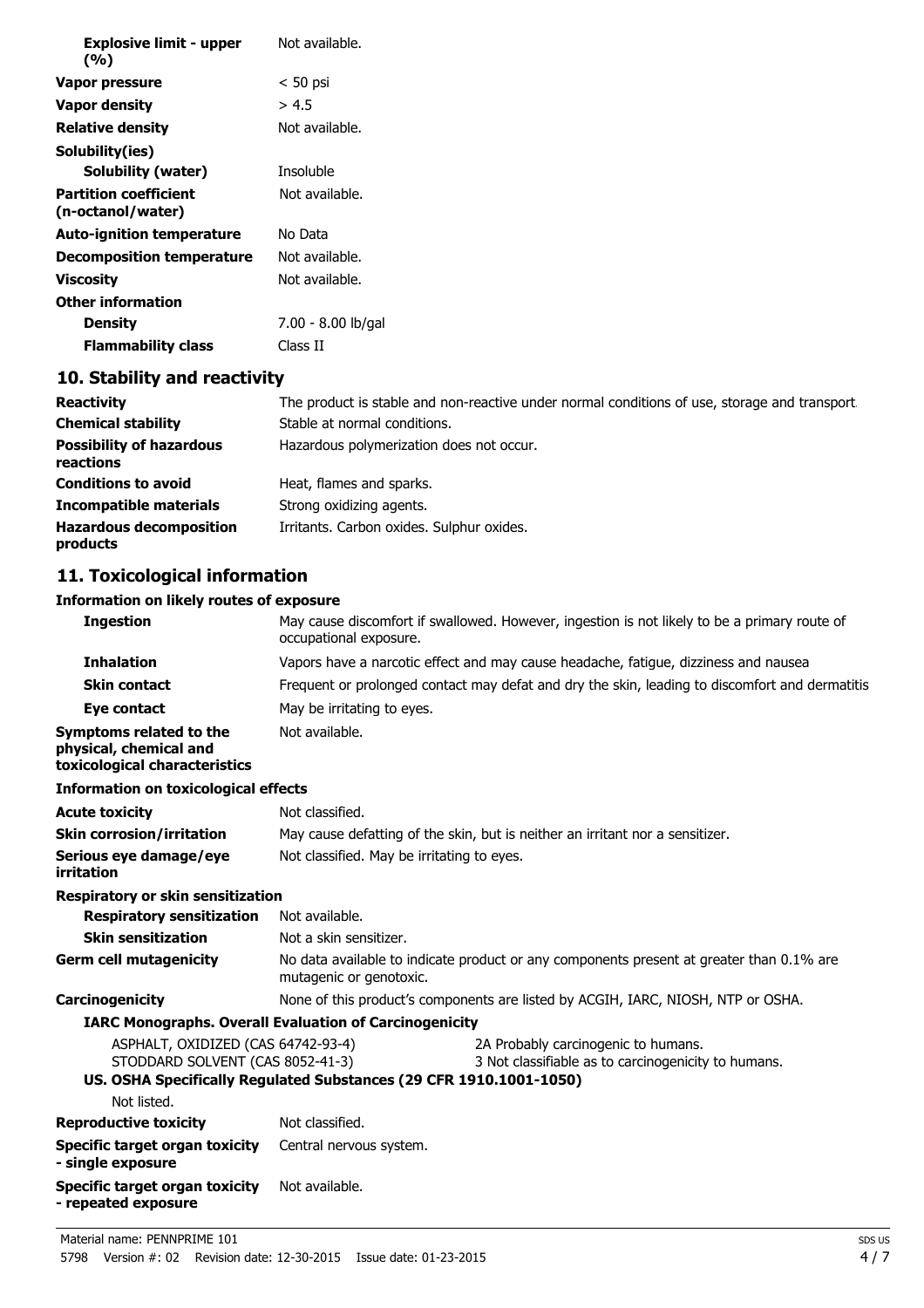| | |
|---|---|
| **Explosive limit - upper (%)** | Not available. |
| **Vapor pressure** | < 50 psi |
| **Vapor density** | > 4.5 |
| **Relative density** | Not available. |
| **Solubility(ies)** | |
| **Solubility (water)** | Insoluble |
| **Partition coefficient (n-octanol/water)** | Not available. |
| **Auto-ignition temperature** | No Data |
| **Decomposition temperature** | Not available. |
| **Viscosity** | Not available. |
| **Other information** | |
| **Density** | 7.00 - 8.00 lb/gal |
| **Flammability class** | Class II |

## 10. Stability and reactivity

| | |
|---|---|
| **Reactivity** | The product is stable and non-reactive under normal conditions of use, storage and transport. |
| **Chemical stability** | Stable at normal conditions. |
| **Possibility of hazardous reactions** | Hazardous polymerization does not occur. |
| **Conditions to avoid** | Heat, flames and sparks. |
| **Incompatible materials** | Strong oxidizing agents. |
| **Hazardous decomposition products** | Irritants. Carbon oxides. Sulphur oxides. |

## 11. Toxicological information

**Information on likely routes of exposure**

| | |
|---|---|
| **Ingestion** | May cause discomfort if swallowed. However, ingestion is not likely to be a primary route of occupational exposure. |
| **Inhalation** | Vapors have a narcotic effect and may cause headache, fatigue, dizziness and nausea |
| **Skin contact** | Frequent or prolonged contact may defat and dry the skin, leading to discomfort and dermatitis |
| **Eye contact** | May be irritating to eyes. |
| **Symptoms related to the physical, chemical and toxicological characteristics** | Not available. |

**Information on toxicological effects**

| | |
|---|---|
| **Acute toxicity** | Not classified. |
| **Skin corrosion/irritation** | May cause defatting of the skin, but is neither an irritant nor a sensitizer. |
| **Serious eye damage/eye irritation** | Not classified. May be irritating to eyes. |
| **Respiratory or skin sensitization** | |
| **Respiratory sensitization** | Not available. |
| **Skin sensitization** | Not a skin sensitizer. |
| **Germ cell mutagenicity** | No data available to indicate product or any components present at greater than 0.1% are mutagenic or genotoxic. |
| **Carcinogenicity** | None of this product's components are listed by ACGIH, IARC, NIOSH, NTP or OSHA. |

**IARC Monographs. Overall Evaluation of Carcinogenicity**

| | |
|---|---|
| ASPHALT, OXIDIZED (CAS 64742-93-4) | 2A Probably carcinogenic to humans. |
| STODDARD SOLVENT (CAS 8052-41-3) | 3 Not classifiable as to carcinogenicity to humans. |

**US. OSHA Specifically Regulated Substances (29 CFR 1910.1001-1050)**

Not listed.

| | |
|---|---|
| **Reproductive toxicity** | Not classified. |
| **Specific target organ toxicity - single exposure** | Central nervous system. |
| **Specific target organ toxicity - repeated exposure** | Not available. |

Material name: PENNPRIME 101

5798 Version #: 02 Revision date: 12-30-2015 Issue date: 01-23-2015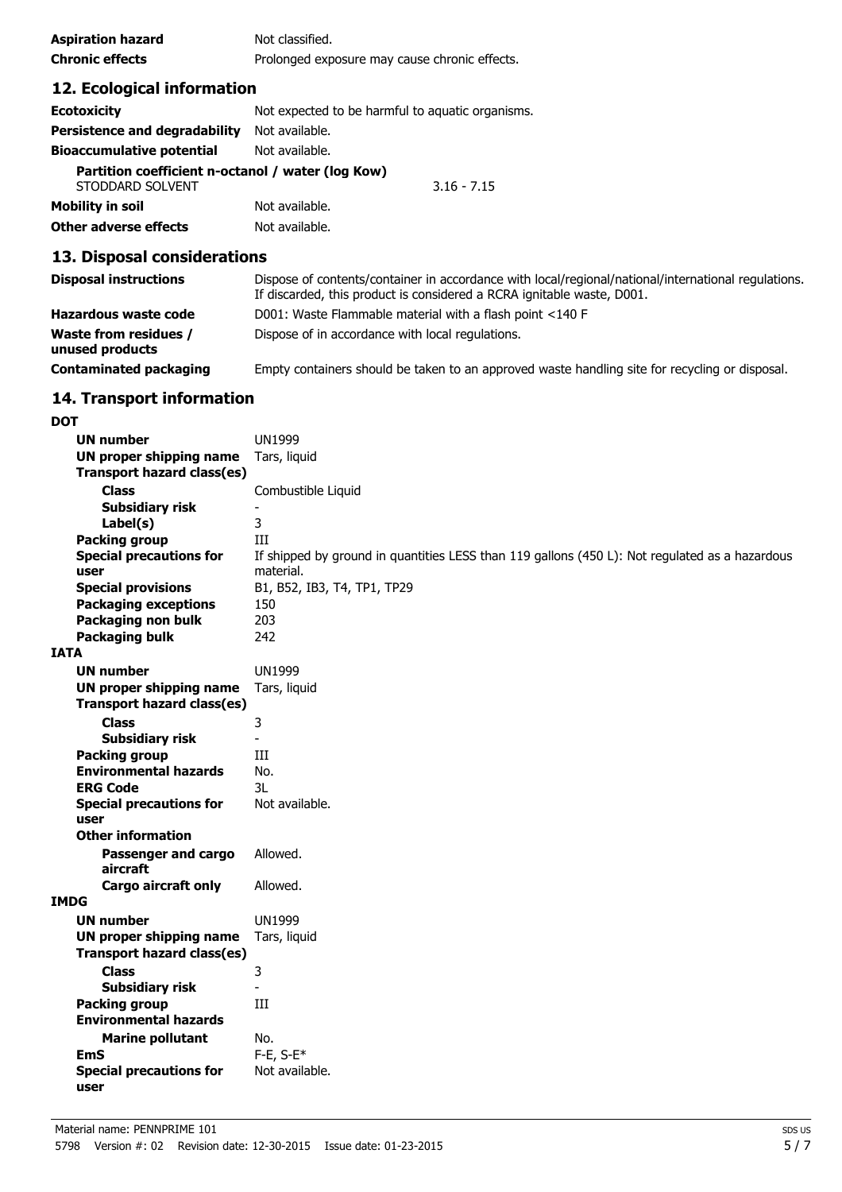| | |
|---|---|
| **Aspiration hazard** | Not classified. |
| **Chronic effects** | Prolonged exposure may cause chronic effects. |

## 12. Ecological information

| | | |
|---|---|---|
| **Ecotoxicity** | Not expected to be harmful to aquatic organisms. | |
| **Persistence and degradability** | Not available. | |
| **Bioaccumulative potential** | Not available. | |
| **Partition coefficient n-octanol / water (log Kow)** | | |
| STODDARD SOLVENT | | 3.16 - 7.15 |
| **Mobility in soil** | Not available. | |
| **Other adverse effects** | Not available. | |

## 13. Disposal considerations

| | |
|---|---|
| **Disposal instructions** | Dispose of contents/container in accordance with local/regional/national/international regulations. If discarded, this product is considered a RCRA ignitable waste, D001. |
| **Hazardous waste code** | D001: Waste Flammable material with a flash point <140 F |
| **Waste from residues / unused products** | Dispose of in accordance with local regulations. |
| **Contaminated packaging** | Empty containers should be taken to an approved waste handling site for recycling or disposal. |

## 14. Transport information

**DOT**

| | |
|---|---|
| **UN number** | UN1999 |
| **UN proper shipping name** | Tars, liquid |
| **Transport hazard class(es)** | |
| **Class** | Combustible Liquid |
| **Subsidiary risk** | - |
| **Label(s)** | 3 |
| **Packing group** | III |
| **Special precautions for user** | If shipped by ground in quantities LESS than 119 gallons (450 L): Not regulated as a hazardous material. |
| **Special provisions** | B1, B52, IB3, T4, TP1, TP29 |
| **Packaging exceptions** | 150 |
| **Packaging non bulk** | 203 |
| **Packaging bulk** | 242 |

**IATA**

| | |
|---|---|
| **UN number** | UN1999 |
| **UN proper shipping name** | Tars, liquid |
| **Transport hazard class(es)** | |
| **Class** | 3 |
| **Subsidiary risk** | - |
| **Packing group** | III |
| **Environmental hazards** | No. |
| **ERG Code** | 3L |
| **Special precautions for user** | Not available. |
| **Other information** | |
| **Passenger and cargo aircraft** | Allowed. |
| **Cargo aircraft only** | Allowed. |

**IMDG**

| | |
|---|---|
| **UN number** | UN1999 |
| **UN proper shipping name** | Tars, liquid |
| **Transport hazard class(es)** | |
| **Class** | 3 |
| **Subsidiary risk** | - |
| **Packing group** | III |
| **Environmental hazards** | |
| **Marine pollutant** | No. |
| **EmS** | F-E, S-E* |
| **Special precautions for user** | Not available. |

Material name: PENNPRIME 101

5798 Version #: 02 Revision date: 12-30-2015 Issue date: 01-23-2015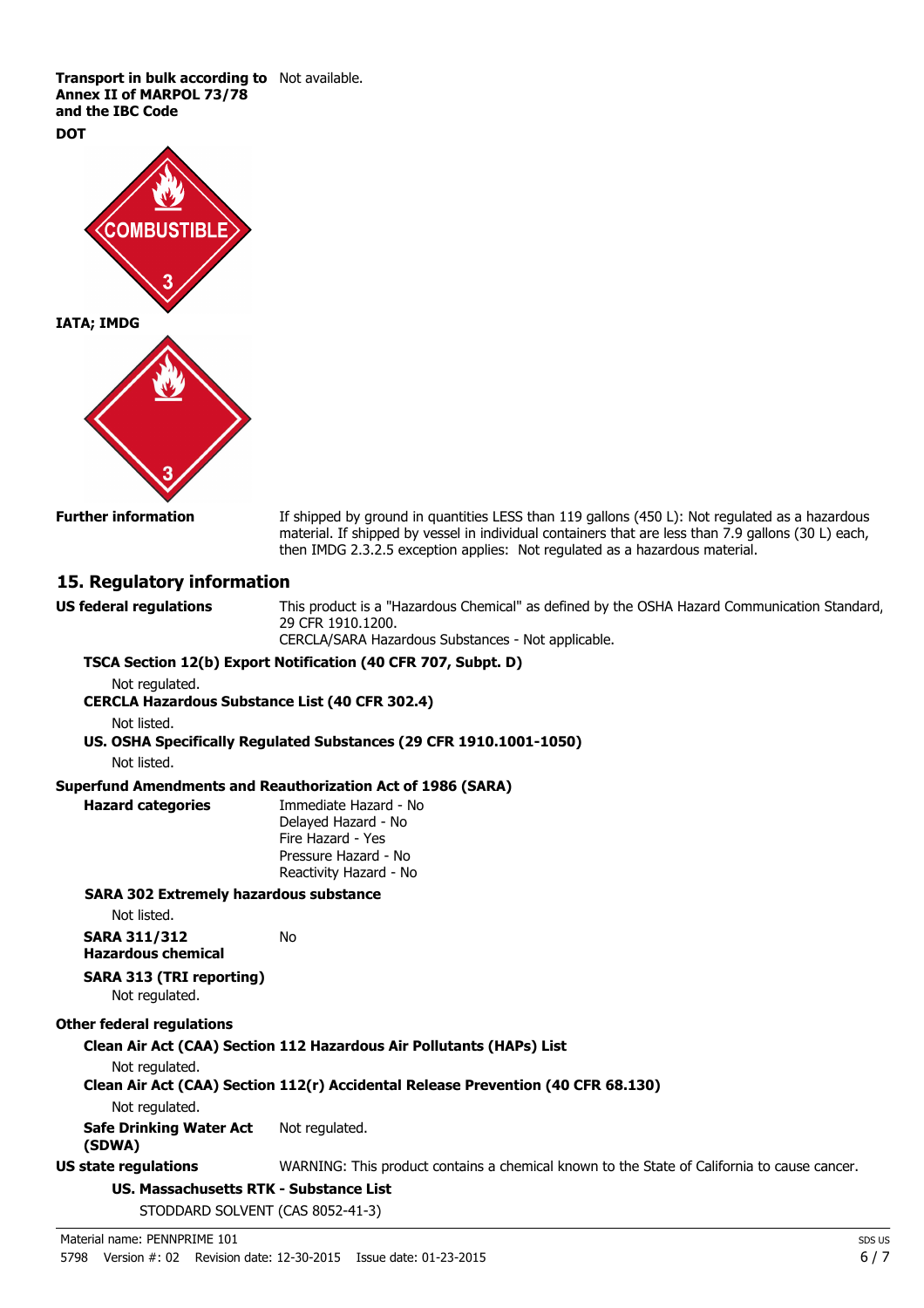**Transport in bulk according to Annex II of MARPOL 73/78 and the IBC Code** Not available.

**DOT**

COMBUSTIBLE

3

**IATA; IMDG**

3

**Further information** If shipped by ground in quantities LESS than 119 gallons (450 L): Not regulated as a hazardous material. If shipped by vessel in individual containers that are less than 7.9 gallons (30 L) each, then IMDG 2.3.2.5 exception applies: Not regulated as a hazardous material.

## 15. Regulatory information

**US federal regulations** This product is a "Hazardous Chemical" as defined by the OSHA Hazard Communication Standard, 29 CFR 1910.1200.
CERCLA/SARA Hazardous Substances - Not applicable.

**TSCA Section 12(b) Export Notification (40 CFR 707, Subpt. D)**

Not regulated.

**CERCLA Hazardous Substance List (40 CFR 302.4)**

Not listed.

**US. OSHA Specifically Regulated Substances (29 CFR 1910.1001-1050)**

Not listed.

**Superfund Amendments and Reauthorization Act of 1986 (SARA)**

**Hazard categories**
Immediate Hazard - No
Delayed Hazard - No
Fire Hazard - Yes
Pressure Hazard - No
Reactivity Hazard - No

**SARA 302 Extremely hazardous substance**

Not listed.

**SARA 311/312 Hazardous chemical** No

**SARA 313 (TRI reporting)**

Not regulated.

**Other federal regulations**

**Clean Air Act (CAA) Section 112 Hazardous Air Pollutants (HAPs) List**

Not regulated.

**Clean Air Act (CAA) Section 112(r) Accidental Release Prevention (40 CFR 68.130)**

Not regulated.

**Safe Drinking Water Act (SDWA)** Not regulated.

**US state regulations** WARNING: This product contains a chemical known to the State of California to cause cancer.

**US. Massachusetts RTK - Substance List**

STODDARD SOLVENT (CAS 8052-41-3)

Material name: PENNPRIME 101

5798 Version #: 02 Revision date: 12-30-2015 Issue date: 01-23-2015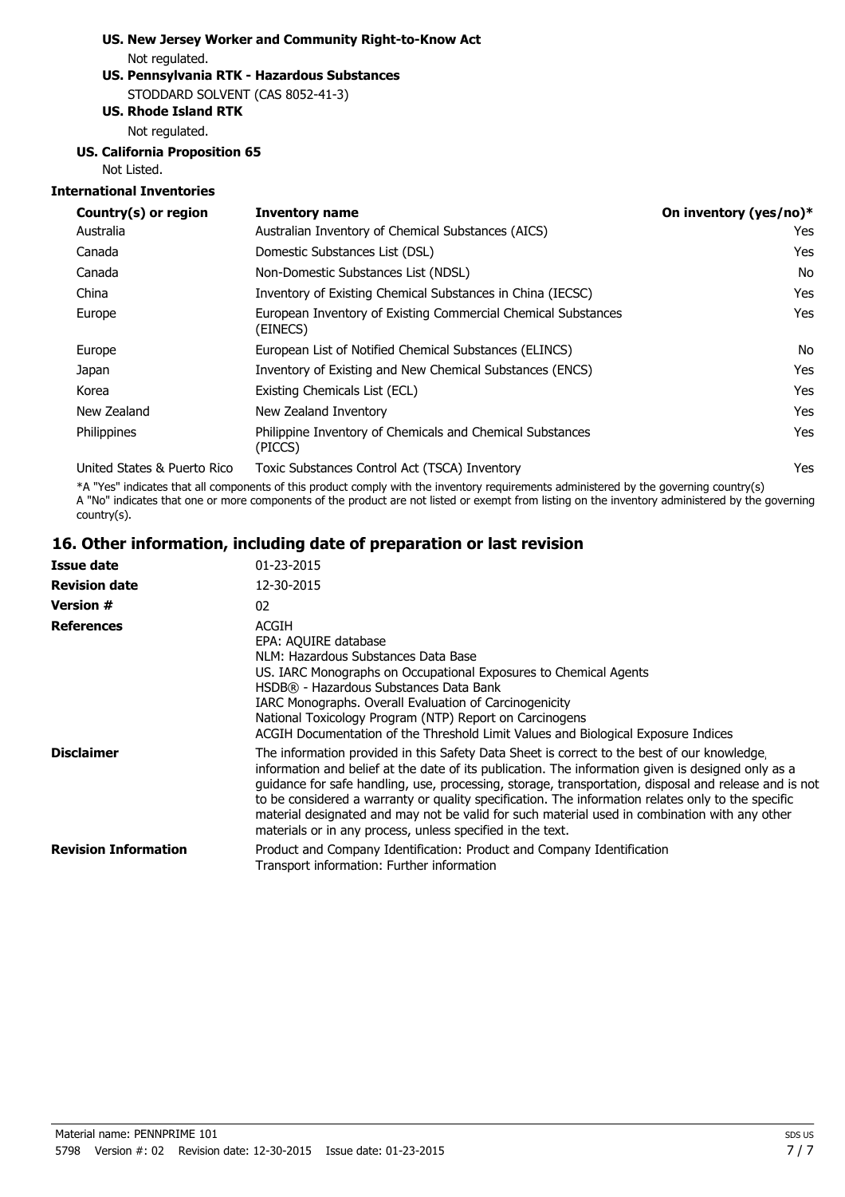**US. New Jersey Worker and Community Right-to-Know Act**

Not regulated.

**US. Pennsylvania RTK - Hazardous Substances**

STODDARD SOLVENT (CAS 8052-41-3)

**US. Rhode Island RTK**

Not regulated.

**US. California Proposition 65**

Not Listed.

**International Inventories**

| Country(s) or region | Inventory name | On inventory (yes/no)* |
|---|---|---|
| Australia | Australian Inventory of Chemical Substances (AICS) | Yes |
| Canada | Domestic Substances List (DSL) | Yes |
| Canada | Non-Domestic Substances List (NDSL) | No |
| China | Inventory of Existing Chemical Substances in China (IECSC) | Yes |
| Europe | European Inventory of Existing Commercial Chemical Substances (EINECS) | Yes |
| Europe | European List of Notified Chemical Substances (ELINCS) | No |
| Japan | Inventory of Existing and New Chemical Substances (ENCS) | Yes |
| Korea | Existing Chemicals List (ECL) | Yes |
| New Zealand | New Zealand Inventory | Yes |
| Philippines | Philippine Inventory of Chemicals and Chemical Substances (PICCS) | Yes |
| United States & Puerto Rico | Toxic Substances Control Act (TSCA) Inventory | Yes |

*A "Yes" indicates that all components of this product comply with the inventory requirements administered by the governing country(s)
A "No" indicates that one or more components of the product are not listed or exempt from listing on the inventory administered by the governing country(s).

## 16. Other information, including date of preparation or last revision

| | |
|---|---|
| **Issue date** | 01-23-2015 |
| **Revision date** | 12-30-2015 |
| **Version #** | 02 |
| **References** | ACGIH<br>EPA: AQUIRE database<br>NLM: Hazardous Substances Data Base<br>US. IARC Monographs on Occupational Exposures to Chemical Agents<br>HSDB® - Hazardous Substances Data Bank<br>IARC Monographs. Overall Evaluation of Carcinogenicity<br>National Toxicology Program (NTP) Report on Carcinogens<br>ACGIH Documentation of the Threshold Limit Values and Biological Exposure Indices |
| **Disclaimer** | The information provided in this Safety Data Sheet is correct to the best of our knowledge, information and belief at the date of its publication. The information given is designed only as a guidance for safe handling, use, processing, storage, transportation, disposal and release and is not to be considered a warranty or quality specification. The information relates only to the specific material designated and may not be valid for such material used in combination with any other materials or in any process, unless specified in the text. |
| **Revision Information** | Product and Company Identification: Product and Company Identification<br>Transport information: Further information |